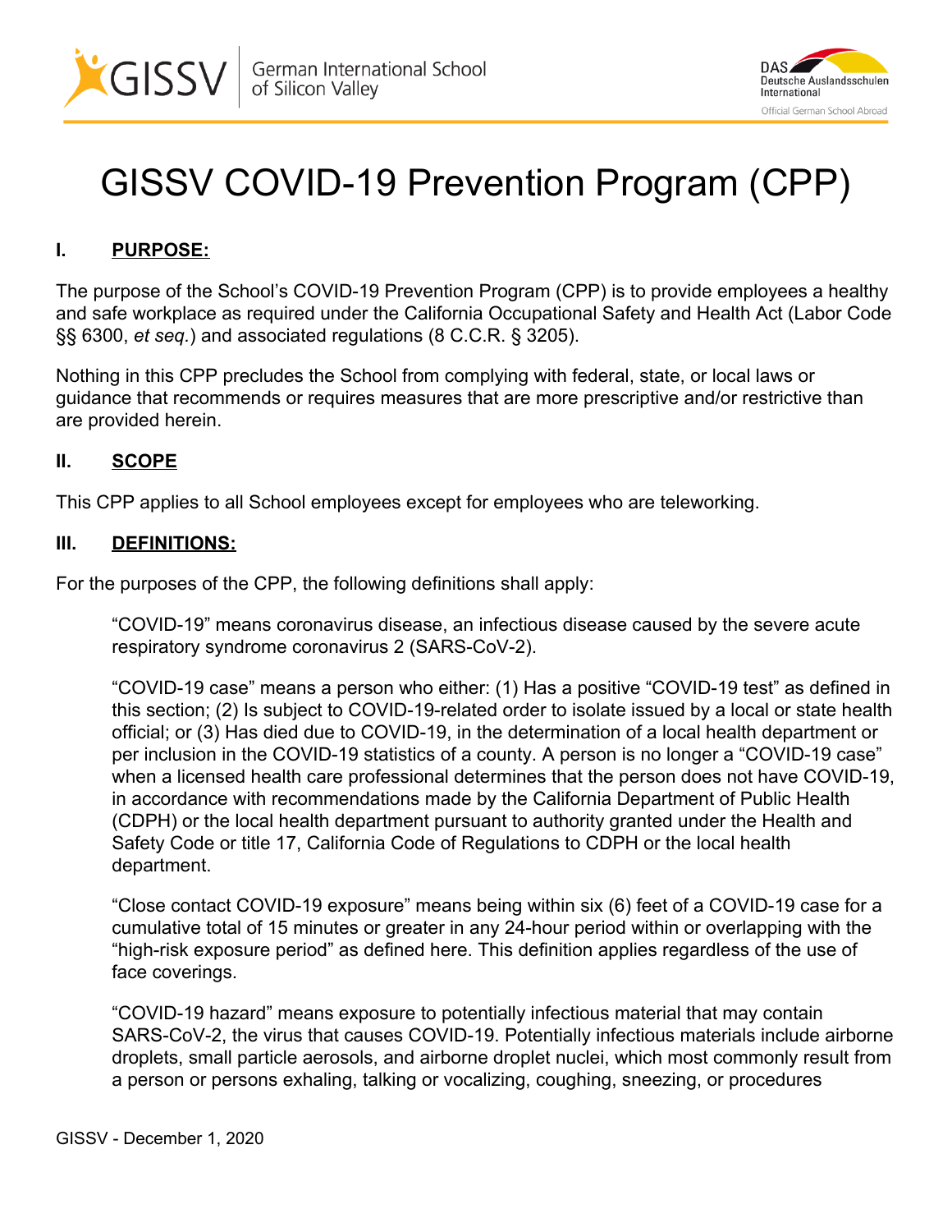# GISSV COVID-19 Prevention Program (CPP)

## I. PURPOSE:

The purpose of the School's COVID-19 Prevention Program (CPP) is to provide employees a healthy and safe workplace as required under the California Occupational Safety and Health Act (Labor Code §§ 6300, *et seq.*) and associated regulations (8 C.C.R. § 3205).

Nothing in this CPP precludes the School from complying with federal, state, or local laws or guidance that recommends or requires measures that are more prescriptive and/or restrictive than are provided herein.

## II. SCOPE

This CPP applies to all School employees except for employees who are teleworking.

## III. DEFINITIONS:

For the purposes of the CPP, the following definitions shall apply:

"COVID-19" means coronavirus disease, an infectious disease caused by the severe acute respiratory syndrome coronavirus 2 (SARS-CoV-2).

"COVID-19 case" means a person who either: (1) Has a positive "COVID-19 test" as defined in this section; (2) Is subject to COVID-19-related order to isolate issued by a local or state health official; or (3) Has died due to COVID-19, in the determination of a local health department or per inclusion in the COVID-19 statistics of a county. A person is no longer a "COVID-19 case" when a licensed health care professional determines that the person does not have COVID-19, in accordance with recommendations made by the California Department of Public Health (CDPH) or the local health department pursuant to authority granted under the Health and Safety Code or title 17, California Code of Regulations to CDPH or the local health department.

"Close contact COVID-19 exposure" means being within six (6) feet of a COVID-19 case for a cumulative total of 15 minutes or greater in any 24-hour period within or overlapping with the "high-risk exposure period" as defined here. This definition applies regardless of the use of face coverings.

"COVID-19 hazard" means exposure to potentially infectious material that may contain SARS-CoV-2, the virus that causes COVID-19. Potentially infectious materials include airborne droplets, small particle aerosols, and airborne droplet nuclei, which most commonly result from a person or persons exhaling, talking or vocalizing, coughing, sneezing, or procedures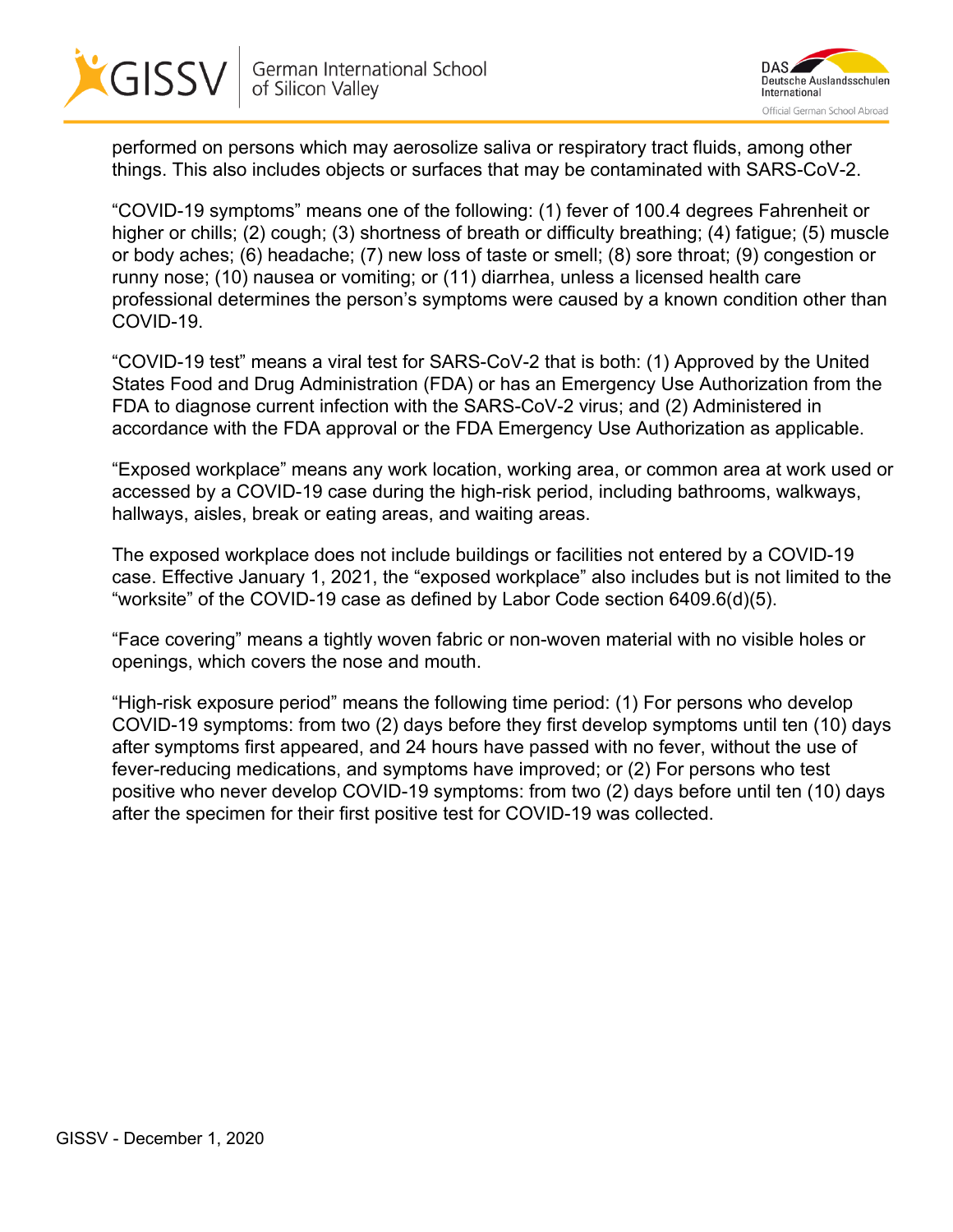performed on persons which may aerosolize saliva or respiratory tract fluids, among other things. This also includes objects or surfaces that may be contaminated with SARS-CoV-2.

“COVID-19 symptoms” means one of the following: (1) fever of 100.4 degrees Fahrenheit or higher or chills; (2) cough; (3) shortness of breath or difficulty breathing; (4) fatigue; (5) muscle or body aches; (6) headache; (7) new loss of taste or smell; (8) sore throat; (9) congestion or runny nose; (10) nausea or vomiting; or (11) diarrhea, unless a licensed health care professional determines the person’s symptoms were caused by a known condition other than COVID-19.

“COVID-19 test” means a viral test for SARS-CoV-2 that is both: (1) Approved by the United States Food and Drug Administration (FDA) or has an Emergency Use Authorization from the FDA to diagnose current infection with the SARS-CoV-2 virus; and (2) Administered in accordance with the FDA approval or the FDA Emergency Use Authorization as applicable.

“Exposed workplace” means any work location, working area, or common area at work used or accessed by a COVID-19 case during the high-risk period, including bathrooms, walkways, hallways, aisles, break or eating areas, and waiting areas.

The exposed workplace does not include buildings or facilities not entered by a COVID-19 case. Effective January 1, 2021, the “exposed workplace” also includes but is not limited to the “worksite” of the COVID-19 case as defined by Labor Code section 6409.6(d)(5).

“Face covering” means a tightly woven fabric or non-woven material with no visible holes or openings, which covers the nose and mouth.

“High-risk exposure period” means the following time period: (1) For persons who develop COVID-19 symptoms: from two (2) days before they first develop symptoms until ten (10) days after symptoms first appeared, and 24 hours have passed with no fever, without the use of fever-reducing medications, and symptoms have improved; or (2) For persons who test positive who never develop COVID-19 symptoms: from two (2) days before until ten (10) days after the specimen for their first positive test for COVID-19 was collected.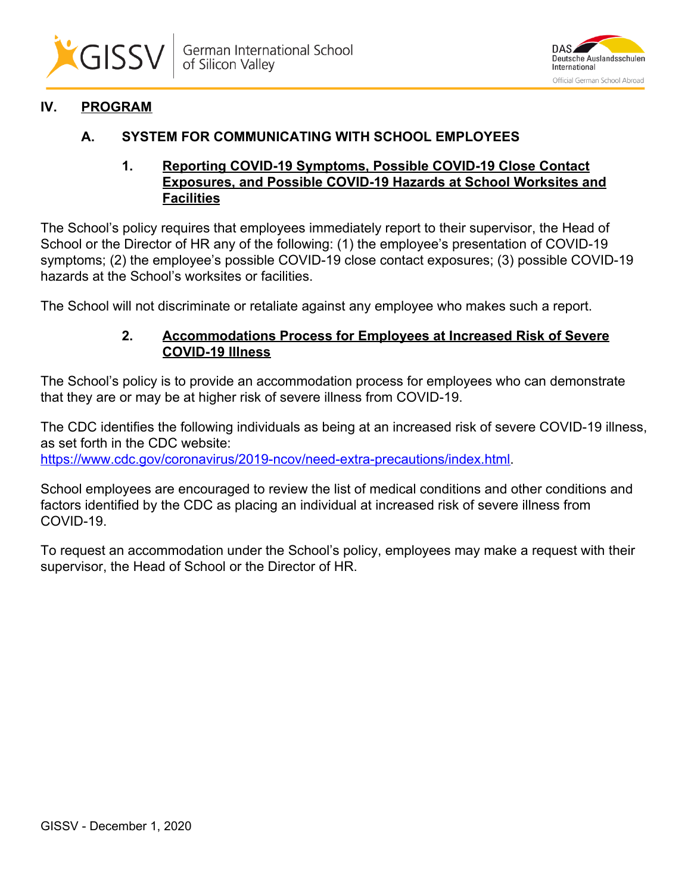# IV. PROGRAM

## A. SYSTEM FOR COMMUNICATING WITH SCHOOL EMPLOYEES

### 1. Reporting COVID-19 Symptoms, Possible COVID-19 Close Contact Exposures, and Possible COVID-19 Hazards at School Worksites and Facilities

The School's policy requires that employees immediately report to their supervisor, the Head of School or the Director of HR any of the following: (1) the employee's presentation of COVID-19 symptoms; (2) the employee's possible COVID-19 close contact exposures; (3) possible COVID-19 hazards at the School's worksites or facilities.

The School will not discriminate or retaliate against any employee who makes such a report.

### 2. Accommodations Process for Employees at Increased Risk of Severe COVID-19 Illness

The School's policy is to provide an accommodation process for employees who can demonstrate that they are or may be at higher risk of severe illness from COVID-19.

The CDC identifies the following individuals as being at an increased risk of severe COVID-19 illness, as set forth in the CDC website: https://www.cdc.gov/coronavirus/2019-ncov/need-extra-precautions/index.html.

School employees are encouraged to review the list of medical conditions and other conditions and factors identified by the CDC as placing an individual at increased risk of severe illness from COVID-19.

To request an accommodation under the School's policy, employees may make a request with their supervisor, the Head of School or the Director of HR.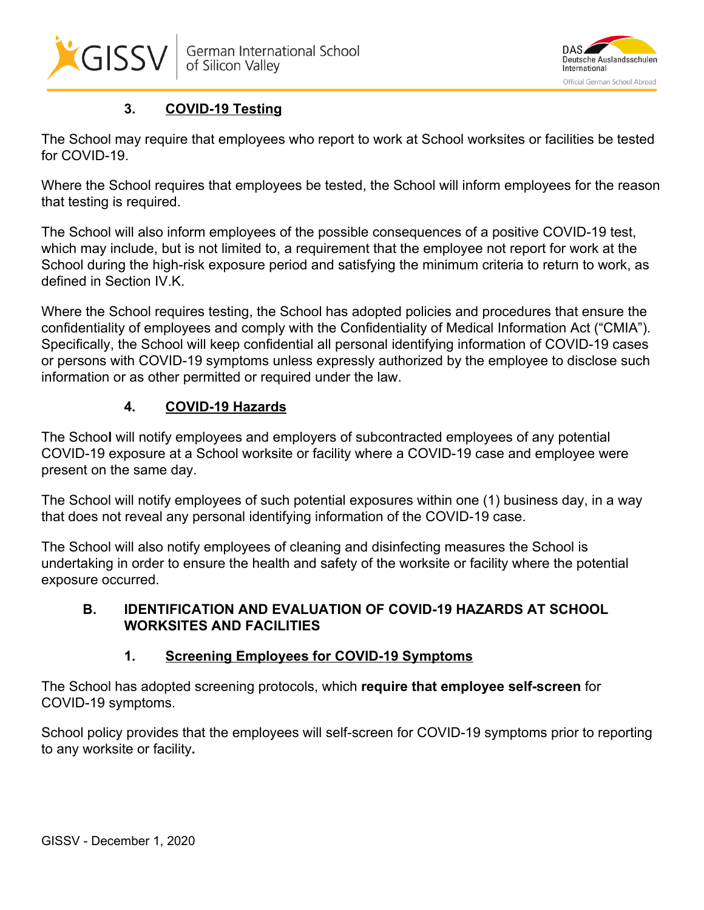### 3. COVID-19 Testing

The School may require that employees who report to work at School worksites or facilities be tested for COVID-19.

Where the School requires that employees be tested, the School will inform employees for the reason that testing is required.

The School will also inform employees of the possible consequences of a positive COVID-19 test, which may include, but is not limited to, a requirement that the employee not report for work at the School during the high-risk exposure period and satisfying the minimum criteria to return to work, as defined in Section IV.K.

Where the School requires testing, the School has adopted policies and procedures that ensure the confidentiality of employees and comply with the Confidentiality of Medical Information Act (“CMIA”). Specifically, the School will keep confidential all personal identifying information of COVID-19 cases or persons with COVID-19 symptoms unless expressly authorized by the employee to disclose such information or as other permitted or required under the law.

### 4. COVID-19 Hazards

The School will notify employees and employers of subcontracted employees of any potential COVID-19 exposure at a School worksite or facility where a COVID-19 case and employee were present on the same day.

The School will notify employees of such potential exposures within one (1) business day, in a way that does not reveal any personal identifying information of the COVID-19 case.

The School will also notify employees of cleaning and disinfecting measures the School is undertaking in order to ensure the health and safety of the worksite or facility where the potential exposure occurred.

## B. IDENTIFICATION AND EVALUATION OF COVID-19 HAZARDS AT SCHOOL WORKSITES AND FACILITIES

### 1. Screening Employees for COVID-19 Symptoms

The School has adopted screening protocols, which **require that employee self-screen** for COVID-19 symptoms.

School policy provides that the employees will self-screen for COVID-19 symptoms prior to reporting to any worksite or facility.

GISSV - December 1, 2020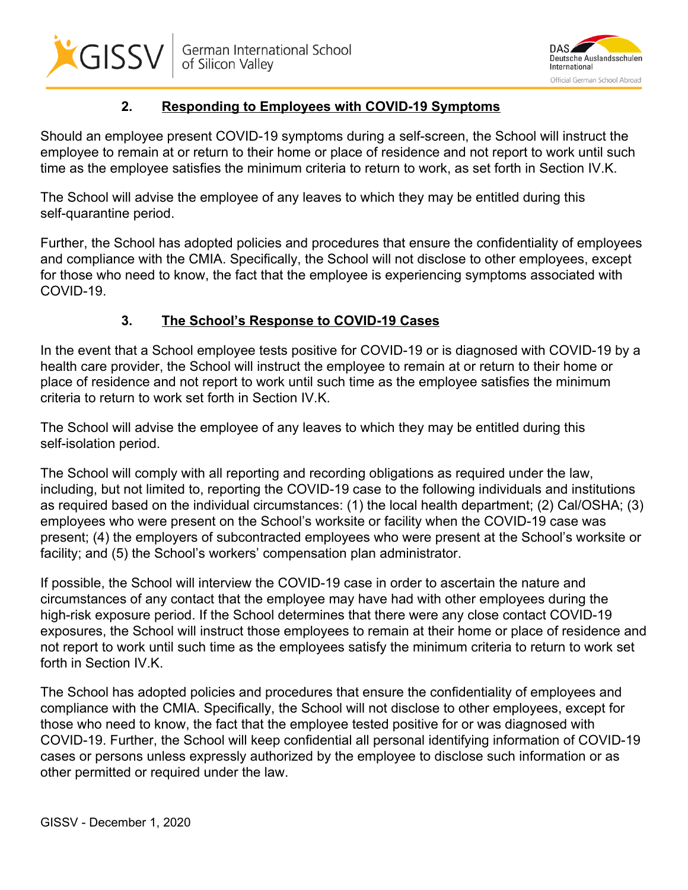### 2. <u>Responding to Employees with COVID-19 Symptoms</u>

Should an employee present COVID-19 symptoms during a self-screen, the School will instruct the employee to remain at or return to their home or place of residence and not report to work until such time as the employee satisfies the minimum criteria to return to work, as set forth in Section IV.K.

The School will advise the employee of any leaves to which they may be entitled during this self-quarantine period.

Further, the School has adopted policies and procedures that ensure the confidentiality of employees and compliance with the CMIA. Specifically, the School will not disclose to other employees, except for those who need to know, the fact that the employee is experiencing symptoms associated with COVID-19.

### 3. <u>The School's Response to COVID-19 Cases</u>

In the event that a School employee tests positive for COVID-19 or is diagnosed with COVID-19 by a health care provider, the School will instruct the employee to remain at or return to their home or place of residence and not report to work until such time as the employee satisfies the minimum criteria to return to work set forth in Section IV.K.

The School will advise the employee of any leaves to which they may be entitled during this self-isolation period.

The School will comply with all reporting and recording obligations as required under the law, including, but not limited to, reporting the COVID-19 case to the following individuals and institutions as required based on the individual circumstances: (1) the local health department; (2) Cal/OSHA; (3) employees who were present on the School's worksite or facility when the COVID-19 case was present; (4) the employers of subcontracted employees who were present at the School's worksite or facility; and (5) the School's workers' compensation plan administrator.

If possible, the School will interview the COVID-19 case in order to ascertain the nature and circumstances of any contact that the employee may have had with other employees during the high-risk exposure period. If the School determines that there were any close contact COVID-19 exposures, the School will instruct those employees to remain at their home or place of residence and not report to work until such time as the employees satisfy the minimum criteria to return to work set forth in Section IV.K.

The School has adopted policies and procedures that ensure the confidentiality of employees and compliance with the CMIA. Specifically, the School will not disclose to other employees, except for those who need to know, the fact that the employee tested positive for or was diagnosed with COVID-19. Further, the School will keep confidential all personal identifying information of COVID-19 cases or persons unless expressly authorized by the employee to disclose such information or as other permitted or required under the law.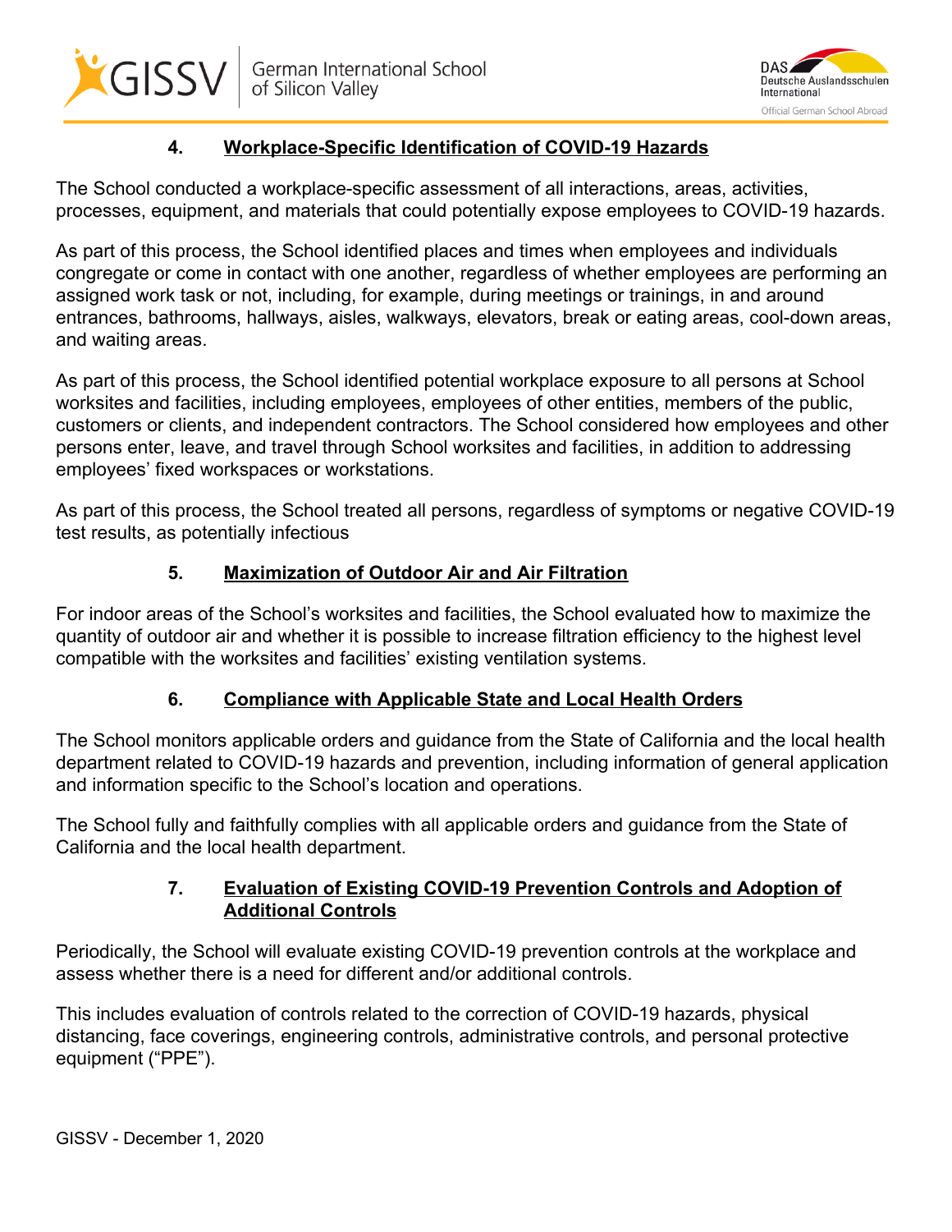## 4. Workplace-Specific Identification of COVID-19 Hazards

The School conducted a workplace-specific assessment of all interactions, areas, activities, processes, equipment, and materials that could potentially expose employees to COVID-19 hazards.

As part of this process, the School identified places and times when employees and individuals congregate or come in contact with one another, regardless of whether employees are performing an assigned work task or not, including, for example, during meetings or trainings, in and around entrances, bathrooms, hallways, aisles, walkways, elevators, break or eating areas, cool-down areas, and waiting areas.

As part of this process, the School identified potential workplace exposure to all persons at School worksites and facilities, including employees, employees of other entities, members of the public, customers or clients, and independent contractors. The School considered how employees and other persons enter, leave, and travel through School worksites and facilities, in addition to addressing employees' fixed workspaces or workstations.

As part of this process, the School treated all persons, regardless of symptoms or negative COVID-19 test results, as potentially infectious

## 5. Maximization of Outdoor Air and Air Filtration

For indoor areas of the School's worksites and facilities, the School evaluated how to maximize the quantity of outdoor air and whether it is possible to increase filtration efficiency to the highest level compatible with the worksites and facilities' existing ventilation systems.

## 6. Compliance with Applicable State and Local Health Orders

The School monitors applicable orders and guidance from the State of California and the local health department related to COVID-19 hazards and prevention, including information of general application and information specific to the School's location and operations.

The School fully and faithfully complies with all applicable orders and guidance from the State of California and the local health department.

## 7. Evaluation of Existing COVID-19 Prevention Controls and Adoption of Additional Controls

Periodically, the School will evaluate existing COVID-19 prevention controls at the workplace and assess whether there is a need for different and/or additional controls.

This includes evaluation of controls related to the correction of COVID-19 hazards, physical distancing, face coverings, engineering controls, administrative controls, and personal protective equipment ("PPE").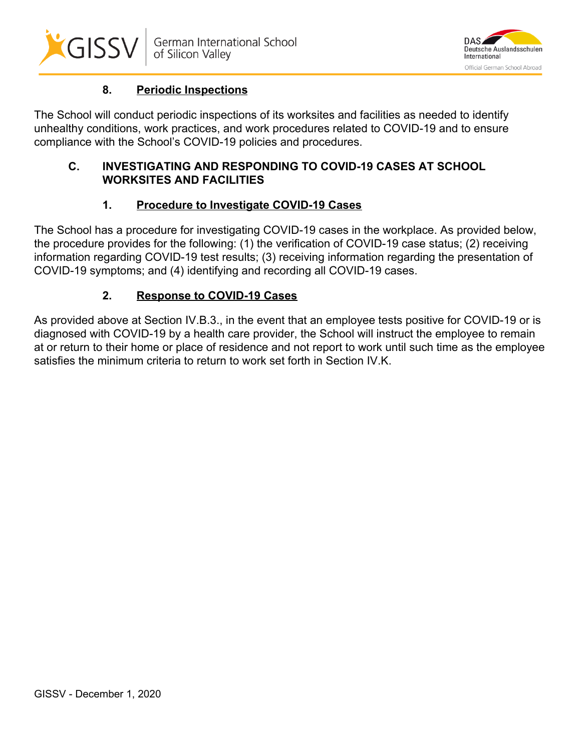### 8. Periodic Inspections

The School will conduct periodic inspections of its worksites and facilities as needed to identify unhealthy conditions, work practices, and work procedures related to COVID-19 and to ensure compliance with the School's COVID-19 policies and procedures.

## C. INVESTIGATING AND RESPONDING TO COVID-19 CASES AT SCHOOL WORKSITES AND FACILITIES

### 1. Procedure to Investigate COVID-19 Cases

The School has a procedure for investigating COVID-19 cases in the workplace. As provided below, the procedure provides for the following: (1) the verification of COVID-19 case status; (2) receiving information regarding COVID-19 test results; (3) receiving information regarding the presentation of COVID-19 symptoms; and (4) identifying and recording all COVID-19 cases.

### 2. Response to COVID-19 Cases

As provided above at Section IV.B.3., in the event that an employee tests positive for COVID-19 or is diagnosed with COVID-19 by a health care provider, the School will instruct the employee to remain at or return to their home or place of residence and not report to work until such time as the employee satisfies the minimum criteria to return to work set forth in Section IV.K.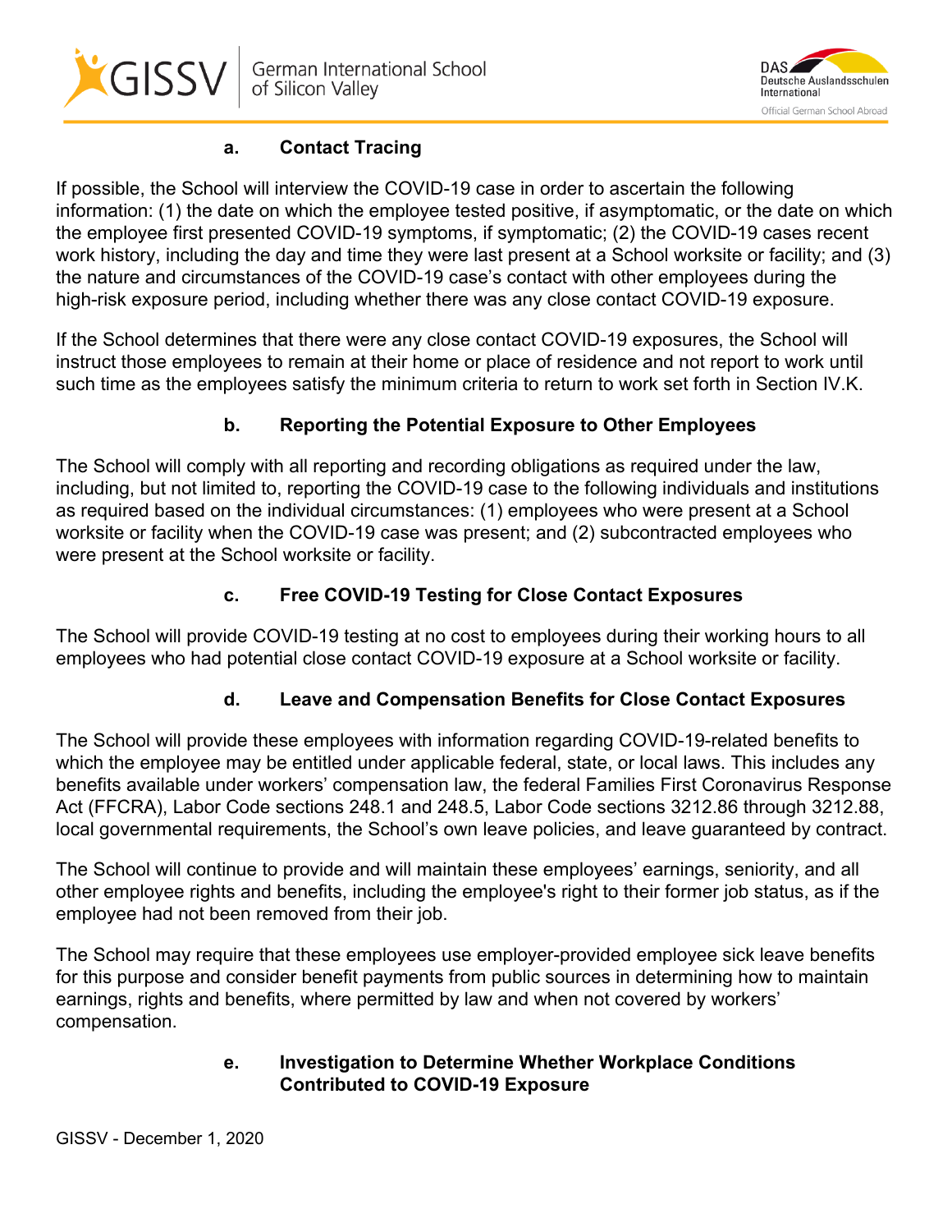#### a. Contact Tracing

If possible, the School will interview the COVID-19 case in order to ascertain the following information: (1) the date on which the employee tested positive, if asymptomatic, or the date on which the employee first presented COVID-19 symptoms, if symptomatic; (2) the COVID-19 cases recent work history, including the day and time they were last present at a School worksite or facility; and (3) the nature and circumstances of the COVID-19 case's contact with other employees during the high-risk exposure period, including whether there was any close contact COVID-19 exposure.

If the School determines that there were any close contact COVID-19 exposures, the School will instruct those employees to remain at their home or place of residence and not report to work until such time as the employees satisfy the minimum criteria to return to work set forth in Section IV.K.

#### b. Reporting the Potential Exposure to Other Employees

The School will comply with all reporting and recording obligations as required under the law, including, but not limited to, reporting the COVID-19 case to the following individuals and institutions as required based on the individual circumstances: (1) employees who were present at a School worksite or facility when the COVID-19 case was present; and (2) subcontracted employees who were present at the School worksite or facility.

#### c. Free COVID-19 Testing for Close Contact Exposures

The School will provide COVID-19 testing at no cost to employees during their working hours to all employees who had potential close contact COVID-19 exposure at a School worksite or facility.

#### d. Leave and Compensation Benefits for Close Contact Exposures

The School will provide these employees with information regarding COVID-19-related benefits to which the employee may be entitled under applicable federal, state, or local laws. This includes any benefits available under workers' compensation law, the federal Families First Coronavirus Response Act (FFCRA), Labor Code sections 248.1 and 248.5, Labor Code sections 3212.86 through 3212.88, local governmental requirements, the School's own leave policies, and leave guaranteed by contract.

The School will continue to provide and will maintain these employees' earnings, seniority, and all other employee rights and benefits, including the employee's right to their former job status, as if the employee had not been removed from their job.

The School may require that these employees use employer-provided employee sick leave benefits for this purpose and consider benefit payments from public sources in determining how to maintain earnings, rights and benefits, where permitted by law and when not covered by workers' compensation.

#### e. Investigation to Determine Whether Workplace Conditions Contributed to COVID-19 Exposure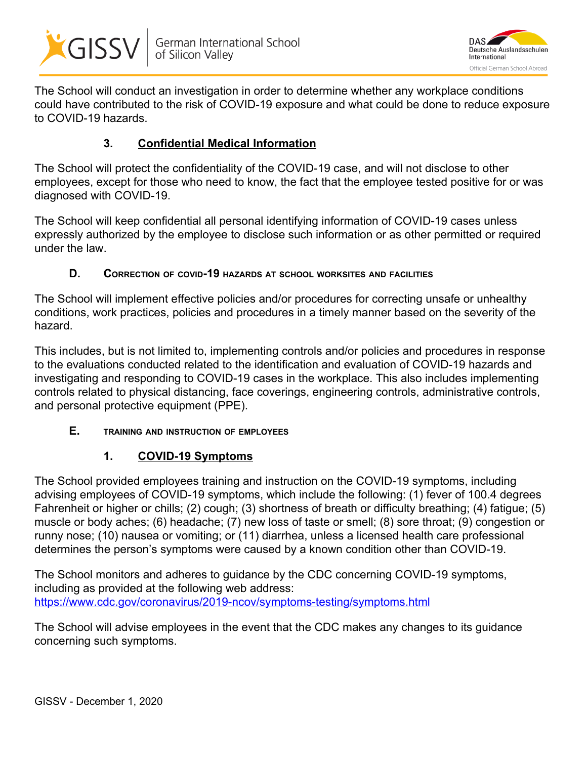The School will conduct an investigation in order to determine whether any workplace conditions could have contributed to the risk of COVID-19 exposure and what could be done to reduce exposure to COVID-19 hazards.

#### 3. Confidential Medical Information

The School will protect the confidentiality of the COVID-19 case, and will not disclose to other employees, except for those who need to know, the fact that the employee tested positive for or was diagnosed with COVID-19.

The School will keep confidential all personal identifying information of COVID-19 cases unless expressly authorized by the employee to disclose such information or as other permitted or required under the law.

### D. Correction of COVID-19 Hazards at School Worksites and Facilities

The School will implement effective policies and/or procedures for correcting unsafe or unhealthy conditions, work practices, policies and procedures in a timely manner based on the severity of the hazard.

This includes, but is not limited to, implementing controls and/or policies and procedures in response to the evaluations conducted related to the identification and evaluation of COVID-19 hazards and investigating and responding to COVID-19 cases in the workplace. This also includes implementing controls related to physical distancing, face coverings, engineering controls, administrative controls, and personal protective equipment (PPE).

### E. Training and Instruction of Employees

#### 1. COVID-19 Symptoms

The School provided employees training and instruction on the COVID-19 symptoms, including advising employees of COVID-19 symptoms, which include the following: (1) fever of 100.4 degrees Fahrenheit or higher or chills; (2) cough; (3) shortness of breath or difficulty breathing; (4) fatigue; (5) muscle or body aches; (6) headache; (7) new loss of taste or smell; (8) sore throat; (9) congestion or runny nose; (10) nausea or vomiting; or (11) diarrhea, unless a licensed health care professional determines the person's symptoms were caused by a known condition other than COVID-19.

The School monitors and adheres to guidance by the CDC concerning COVID-19 symptoms, including as provided at the following web address: https://www.cdc.gov/coronavirus/2019-ncov/symptoms-testing/symptoms.html

The School will advise employees in the event that the CDC makes any changes to its guidance concerning such symptoms.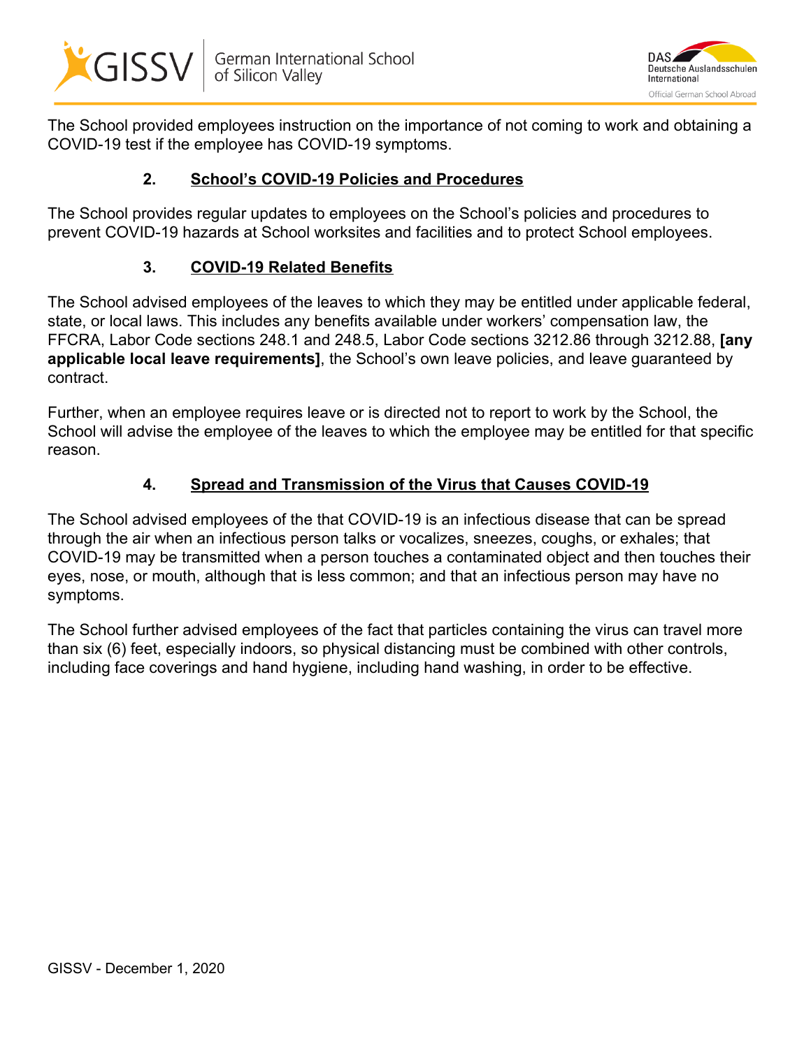The School provided employees instruction on the importance of not coming to work and obtaining a COVID-19 test if the employee has COVID-19 symptoms.

### 2. School's COVID-19 Policies and Procedures

The School provides regular updates to employees on the School's policies and procedures to prevent COVID-19 hazards at School worksites and facilities and to protect School employees.

### 3. COVID-19 Related Benefits

The School advised employees of the leaves to which they may be entitled under applicable federal, state, or local laws. This includes any benefits available under workers' compensation law, the FFCRA, Labor Code sections 248.1 and 248.5, Labor Code sections 3212.86 through 3212.88, **[any applicable local leave requirements]**, the School's own leave policies, and leave guaranteed by contract.

Further, when an employee requires leave or is directed not to report to work by the School, the School will advise the employee of the leaves to which the employee may be entitled for that specific reason.

### 4. Spread and Transmission of the Virus that Causes COVID-19

The School advised employees of the that COVID-19 is an infectious disease that can be spread through the air when an infectious person talks or vocalizes, sneezes, coughs, or exhales; that COVID-19 may be transmitted when a person touches a contaminated object and then touches their eyes, nose, or mouth, although that is less common; and that an infectious person may have no symptoms.

The School further advised employees of the fact that particles containing the virus can travel more than six (6) feet, especially indoors, so physical distancing must be combined with other controls, including face coverings and hand hygiene, including hand washing, in order to be effective.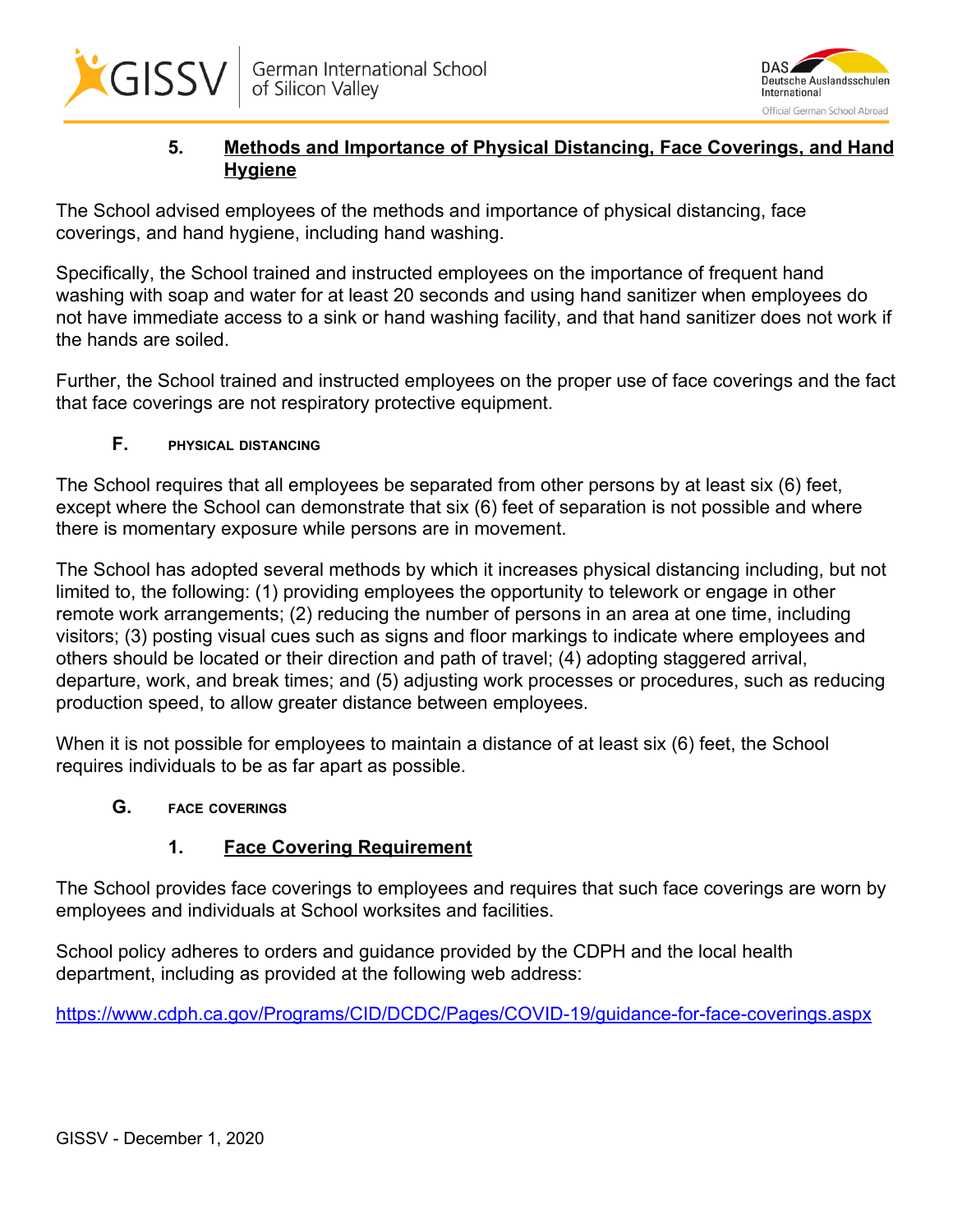#### 5. Methods and Importance of Physical Distancing, Face Coverings, and Hand Hygiene

The School advised employees of the methods and importance of physical distancing, face coverings, and hand hygiene, including hand washing.

Specifically, the School trained and instructed employees on the importance of frequent hand washing with soap and water for at least 20 seconds and using hand sanitizer when employees do not have immediate access to a sink or hand washing facility, and that hand sanitizer does not work if the hands are soiled.

Further, the School trained and instructed employees on the proper use of face coverings and the fact that face coverings are not respiratory protective equipment.

### F. PHYSICAL DISTANCING

The School requires that all employees be separated from other persons by at least six (6) feet, except where the School can demonstrate that six (6) feet of separation is not possible and where there is momentary exposure while persons are in movement.

The School has adopted several methods by which it increases physical distancing including, but not limited to, the following: (1) providing employees the opportunity to telework or engage in other remote work arrangements; (2) reducing the number of persons in an area at one time, including visitors; (3) posting visual cues such as signs and floor markings to indicate where employees and others should be located or their direction and path of travel; (4) adopting staggered arrival, departure, work, and break times; and (5) adjusting work processes or procedures, such as reducing production speed, to allow greater distance between employees.

When it is not possible for employees to maintain a distance of at least six (6) feet, the School requires individuals to be as far apart as possible.

### G. FACE COVERINGS

#### 1. Face Covering Requirement

The School provides face coverings to employees and requires that such face coverings are worn by employees and individuals at School worksites and facilities.

School policy adheres to orders and guidance provided by the CDPH and the local health department, including as provided at the following web address:

https://www.cdph.ca.gov/Programs/CID/DCDC/Pages/COVID-19/guidance-for-face-coverings.aspx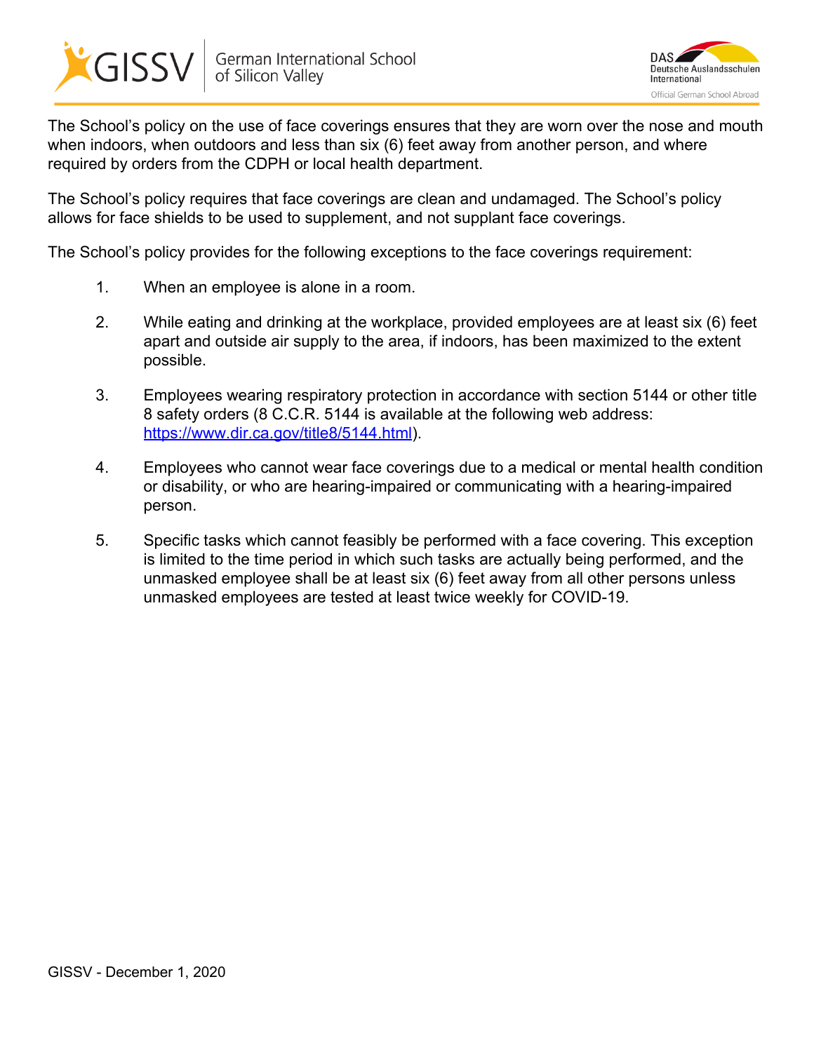The School's policy on the use of face coverings ensures that they are worn over the nose and mouth when indoors, when outdoors and less than six (6) feet away from another person, and where required by orders from the CDPH or local health department.

The School's policy requires that face coverings are clean and undamaged. The School's policy allows for face shields to be used to supplement, and not supplant face coverings.

The School's policy provides for the following exceptions to the face coverings requirement:

1. When an employee is alone in a room.

2. While eating and drinking at the workplace, provided employees are at least six (6) feet apart and outside air supply to the area, if indoors, has been maximized to the extent possible.

3. Employees wearing respiratory protection in accordance with section 5144 or other title 8 safety orders (8 C.C.R. 5144 is available at the following web address: [https://www.dir.ca.gov/title8/5144.html](https://www.dir.ca.gov/title8/5144.html)).

4. Employees who cannot wear face coverings due to a medical or mental health condition or disability, or who are hearing-impaired or communicating with a hearing-impaired person.

5. Specific tasks which cannot feasibly be performed with a face covering. This exception is limited to the time period in which such tasks are actually being performed, and the unmasked employee shall be at least six (6) feet away from all other persons unless unmasked employees are tested at least twice weekly for COVID-19.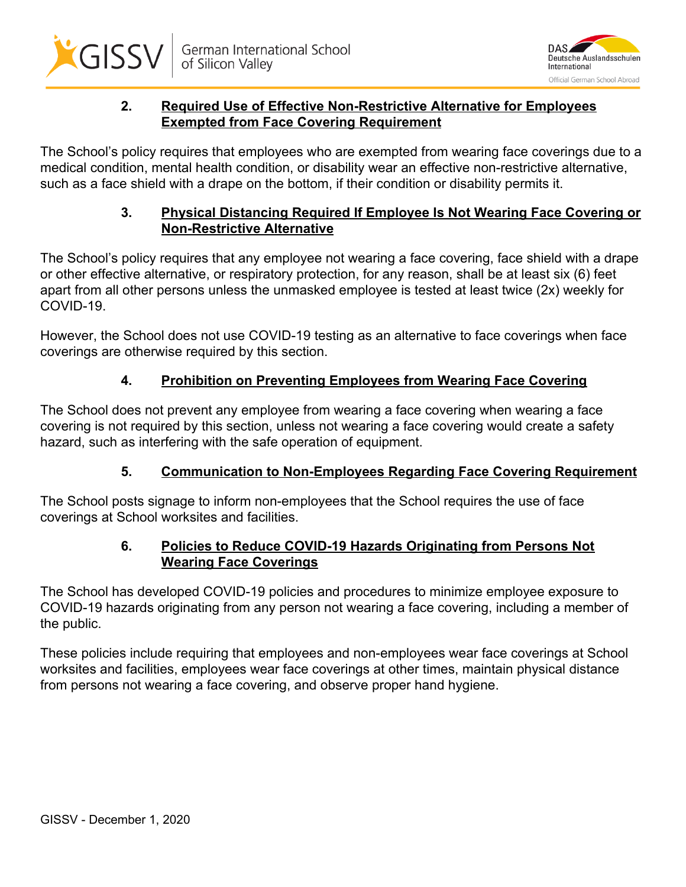### 2. Required Use of Effective Non-Restrictive Alternative for Employees Exempted from Face Covering Requirement

The School's policy requires that employees who are exempted from wearing face coverings due to a medical condition, mental health condition, or disability wear an effective non-restrictive alternative, such as a face shield with a drape on the bottom, if their condition or disability permits it.

### 3. Physical Distancing Required If Employee Is Not Wearing Face Covering or Non-Restrictive Alternative

The School's policy requires that any employee not wearing a face covering, face shield with a drape or other effective alternative, or respiratory protection, for any reason, shall be at least six (6) feet apart from all other persons unless the unmasked employee is tested at least twice (2x) weekly for COVID-19.

However, the School does not use COVID-19 testing as an alternative to face coverings when face coverings are otherwise required by this section.

### 4. Prohibition on Preventing Employees from Wearing Face Covering

The School does not prevent any employee from wearing a face covering when wearing a face covering is not required by this section, unless not wearing a face covering would create a safety hazard, such as interfering with the safe operation of equipment.

### 5. Communication to Non-Employees Regarding Face Covering Requirement

The School posts signage to inform non-employees that the School requires the use of face coverings at School worksites and facilities.

### 6. Policies to Reduce COVID-19 Hazards Originating from Persons Not Wearing Face Coverings

The School has developed COVID-19 policies and procedures to minimize employee exposure to COVID-19 hazards originating from any person not wearing a face covering, including a member of the public.

These policies include requiring that employees and non-employees wear face coverings at School worksites and facilities, employees wear face coverings at other times, maintain physical distance from persons not wearing a face covering, and observe proper hand hygiene.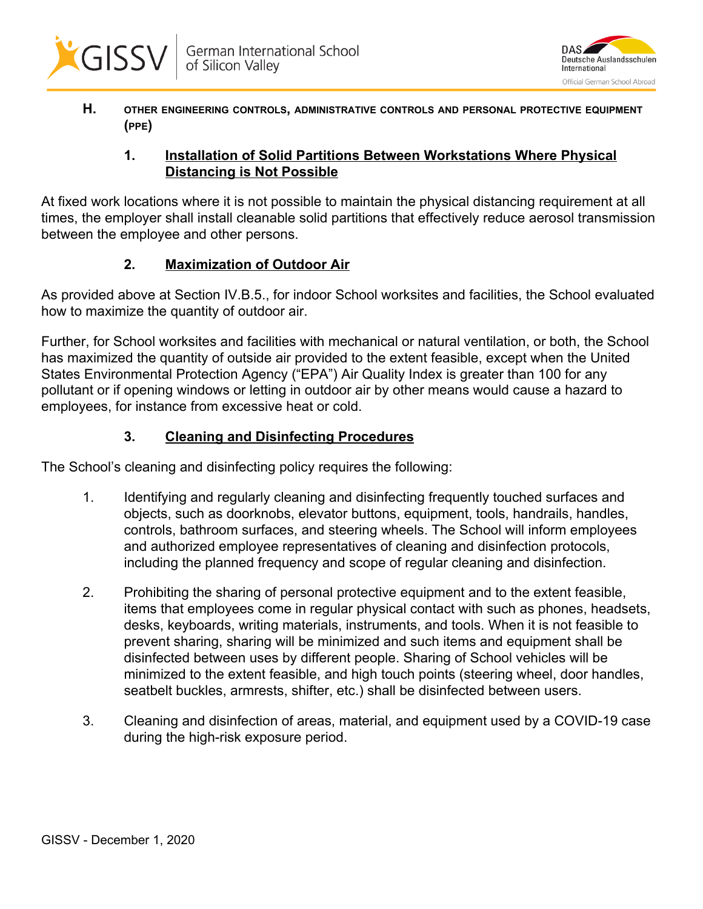## H. OTHER ENGINEERING CONTROLS, ADMINISTRATIVE CONTROLS AND PERSONAL PROTECTIVE EQUIPMENT (PPE)

### 1. Installation of Solid Partitions Between Workstations Where Physical Distancing is Not Possible

At fixed work locations where it is not possible to maintain the physical distancing requirement at all times, the employer shall install cleanable solid partitions that effectively reduce aerosol transmission between the employee and other persons.

### 2. Maximization of Outdoor Air

As provided above at Section IV.B.5., for indoor School worksites and facilities, the School evaluated how to maximize the quantity of outdoor air.

Further, for School worksites and facilities with mechanical or natural ventilation, or both, the School has maximized the quantity of outside air provided to the extent feasible, except when the United States Environmental Protection Agency ("EPA") Air Quality Index is greater than 100 for any pollutant or if opening windows or letting in outdoor air by other means would cause a hazard to employees, for instance from excessive heat or cold.

### 3. Cleaning and Disinfecting Procedures

The School's cleaning and disinfecting policy requires the following:

1. Identifying and regularly cleaning and disinfecting frequently touched surfaces and objects, such as doorknobs, elevator buttons, equipment, tools, handrails, handles, controls, bathroom surfaces, and steering wheels. The School will inform employees and authorized employee representatives of cleaning and disinfection protocols, including the planned frequency and scope of regular cleaning and disinfection.

2. Prohibiting the sharing of personal protective equipment and to the extent feasible, items that employees come in regular physical contact with such as phones, headsets, desks, keyboards, writing materials, instruments, and tools. When it is not feasible to prevent sharing, sharing will be minimized and such items and equipment shall be disinfected between uses by different people. Sharing of School vehicles will be minimized to the extent feasible, and high touch points (steering wheel, door handles, seatbelt buckles, armrests, shifter, etc.) shall be disinfected between users.

3. Cleaning and disinfection of areas, material, and equipment used by a COVID-19 case during the high-risk exposure period.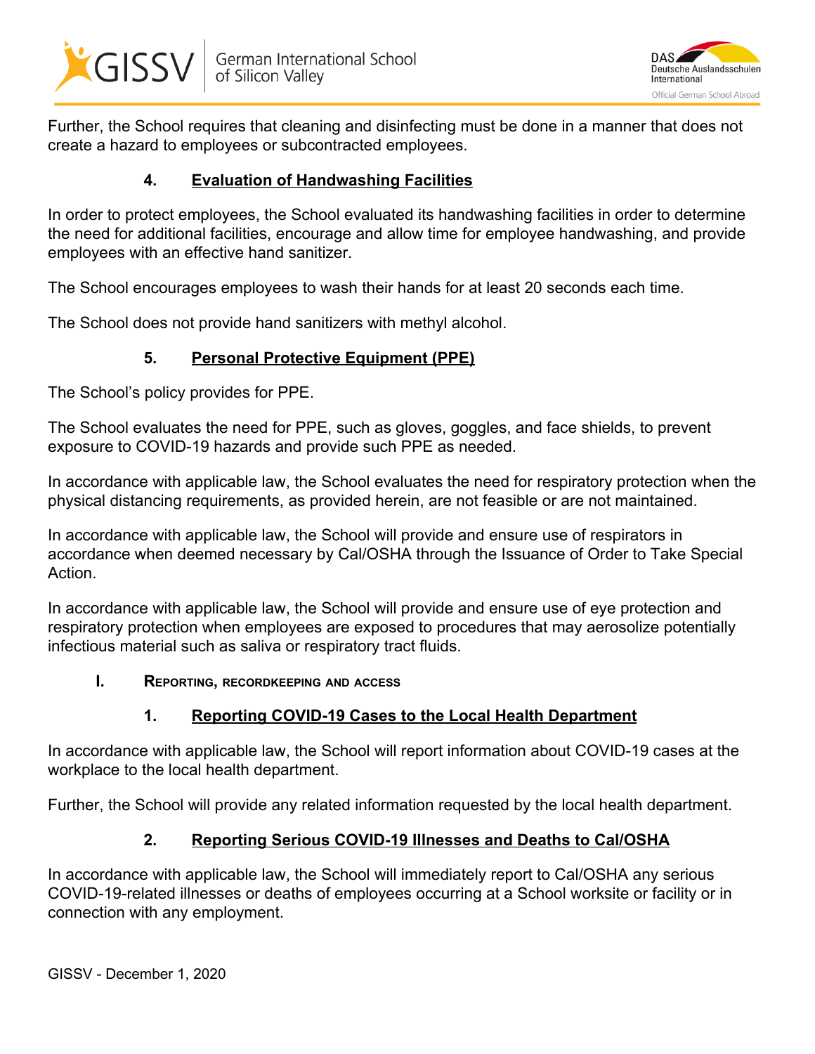Further, the School requires that cleaning and disinfecting must be done in a manner that does not create a hazard to employees or subcontracted employees.

### 4. Evaluation of Handwashing Facilities

In order to protect employees, the School evaluated its handwashing facilities in order to determine the need for additional facilities, encourage and allow time for employee handwashing, and provide employees with an effective hand sanitizer.

The School encourages employees to wash their hands for at least 20 seconds each time.

The School does not provide hand sanitizers with methyl alcohol.

### 5. Personal Protective Equipment (PPE)

The School's policy provides for PPE.

The School evaluates the need for PPE, such as gloves, goggles, and face shields, to prevent exposure to COVID-19 hazards and provide such PPE as needed.

In accordance with applicable law, the School evaluates the need for respiratory protection when the physical distancing requirements, as provided herein, are not feasible or are not maintained.

In accordance with applicable law, the School will provide and ensure use of respirators in accordance when deemed necessary by Cal/OSHA through the Issuance of Order to Take Special Action.

In accordance with applicable law, the School will provide and ensure use of eye protection and respiratory protection when employees are exposed to procedures that may aerosolize potentially infectious material such as saliva or respiratory tract fluids.

## I. Reporting, Recordkeeping and Access

### 1. Reporting COVID-19 Cases to the Local Health Department

In accordance with applicable law, the School will report information about COVID-19 cases at the workplace to the local health department.

Further, the School will provide any related information requested by the local health department.

### 2. Reporting Serious COVID-19 Illnesses and Deaths to Cal/OSHA

In accordance with applicable law, the School will immediately report to Cal/OSHA any serious COVID-19-related illnesses or deaths of employees occurring at a School worksite or facility or in connection with any employment.

GISSV - December 1, 2020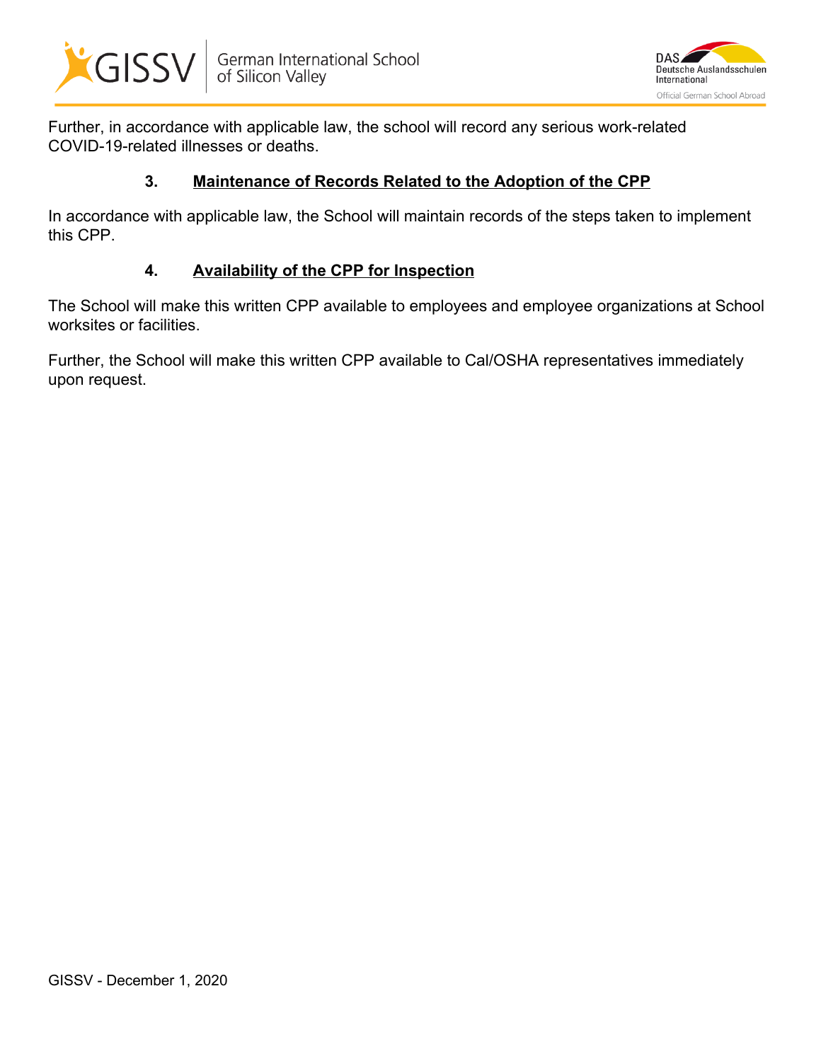Further, in accordance with applicable law, the school will record any serious work-related COVID-19-related illnesses or deaths.

### 3. Maintenance of Records Related to the Adoption of the CPP

In accordance with applicable law, the School will maintain records of the steps taken to implement this CPP.

### 4. Availability of the CPP for Inspection

The School will make this written CPP available to employees and employee organizations at School worksites or facilities.

Further, the School will make this written CPP available to Cal/OSHA representatives immediately upon request.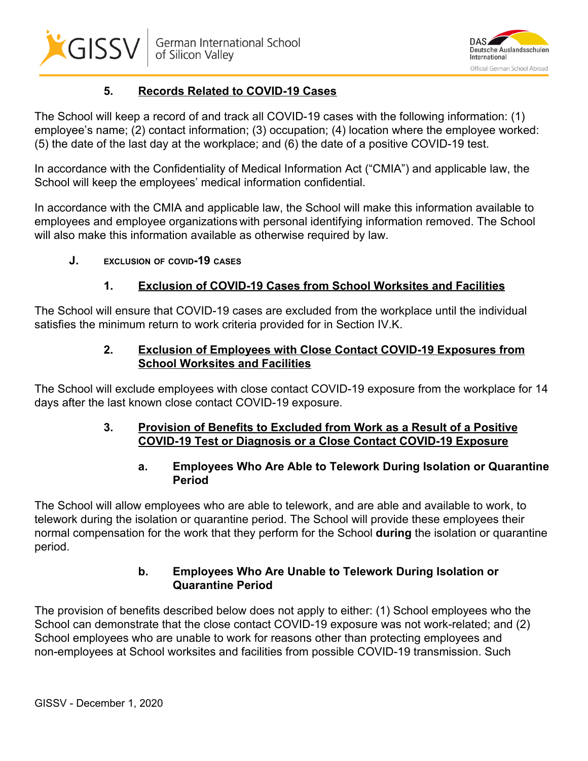#### 5. Records Related to COVID-19 Cases

The School will keep a record of and track all COVID-19 cases with the following information: (1) employee's name; (2) contact information; (3) occupation; (4) location where the employee worked: (5) the date of the last day at the workplace; and (6) the date of a positive COVID-19 test.

In accordance with the Confidentiality of Medical Information Act ("CMIA") and applicable law, the School will keep the employees' medical information confidential.

In accordance with the CMIA and applicable law, the School will make this information available to employees and employee organizations with personal identifying information removed. The School will also make this information available as otherwise required by law.

### J. EXCLUSION OF COVID-19 CASES

#### 1. Exclusion of COVID-19 Cases from School Worksites and Facilities

The School will ensure that COVID-19 cases are excluded from the workplace until the individual satisfies the minimum return to work criteria provided for in Section IV.K.

#### 2. Exclusion of Employees with Close Contact COVID-19 Exposures from School Worksites and Facilities

The School will exclude employees with close contact COVID-19 exposure from the workplace for 14 days after the last known close contact COVID-19 exposure.

#### 3. Provision of Benefits to Excluded from Work as a Result of a Positive COVID-19 Test or Diagnosis or a Close Contact COVID-19 Exposure

##### a. Employees Who Are Able to Telework During Isolation or Quarantine Period

The School will allow employees who are able to telework, and are able and available to work, to telework during the isolation or quarantine period. The School will provide these employees their normal compensation for the work that they perform for the School **during** the isolation or quarantine period.

##### b. Employees Who Are Unable to Telework During Isolation or Quarantine Period

The provision of benefits described below does not apply to either: (1) School employees who the School can demonstrate that the close contact COVID-19 exposure was not work-related; and (2) School employees who are unable to work for reasons other than protecting employees and non-employees at School worksites and facilities from possible COVID-19 transmission. Such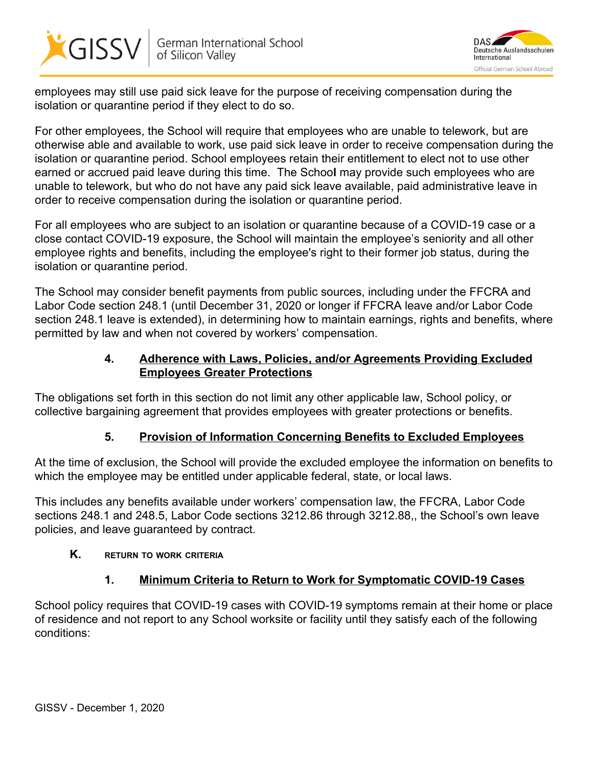employees may still use paid sick leave for the purpose of receiving compensation during the isolation or quarantine period if they elect to do so.

For other employees, the School will require that employees who are unable to telework, but are otherwise able and available to work, use paid sick leave in order to receive compensation during the isolation or quarantine period. School employees retain their entitlement to elect not to use other earned or accrued paid leave during this time. The School may provide such employees who are unable to telework, but who do not have any paid sick leave available, paid administrative leave in order to receive compensation during the isolation or quarantine period.

For all employees who are subject to an isolation or quarantine because of a COVID-19 case or a close contact COVID-19 exposure, the School will maintain the employee's seniority and all other employee rights and benefits, including the employee's right to their former job status, during the isolation or quarantine period.

The School may consider benefit payments from public sources, including under the FFCRA and Labor Code section 248.1 (until December 31, 2020 or longer if FFCRA leave and/or Labor Code section 248.1 leave is extended), in determining how to maintain earnings, rights and benefits, where permitted by law and when not covered by workers' compensation.

#### 4. Adherence with Laws, Policies, and/or Agreements Providing Excluded Employees Greater Protections

The obligations set forth in this section do not limit any other applicable law, School policy, or collective bargaining agreement that provides employees with greater protections or benefits.

#### 5. Provision of Information Concerning Benefits to Excluded Employees

At the time of exclusion, the School will provide the excluded employee the information on benefits to which the employee may be entitled under applicable federal, state, or local laws.

This includes any benefits available under workers' compensation law, the FFCRA, Labor Code sections 248.1 and 248.5, Labor Code sections 3212.86 through 3212.88,, the School's own leave policies, and leave guaranteed by contract.

### K. RETURN TO WORK CRITERIA

#### 1. Minimum Criteria to Return to Work for Symptomatic COVID-19 Cases

School policy requires that COVID-19 cases with COVID-19 symptoms remain at their home or place of residence and not report to any School worksite or facility until they satisfy each of the following conditions: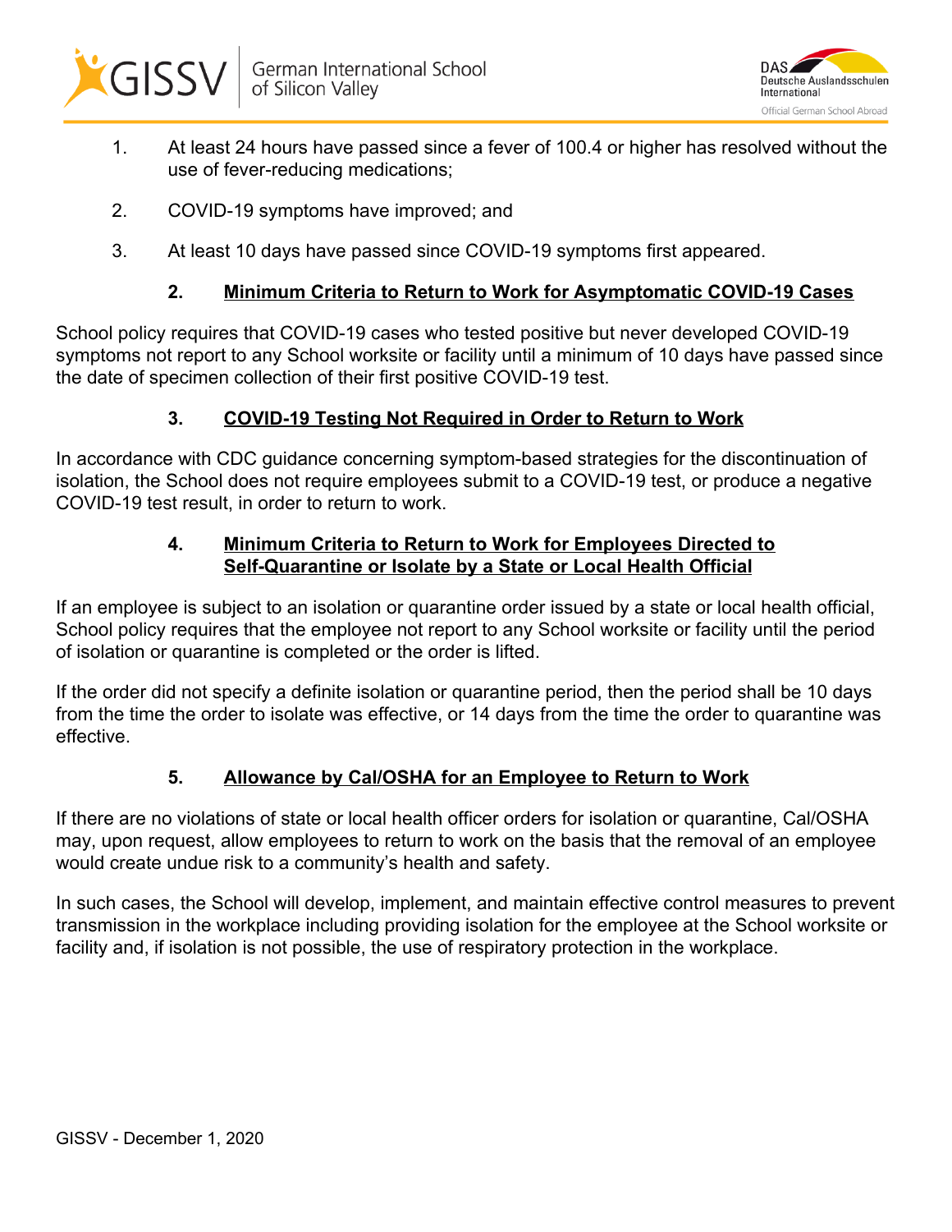1. At least 24 hours have passed since a fever of 100.4 or higher has resolved without the use of fever-reducing medications;
2. COVID-19 symptoms have improved; and
3. At least 10 days have passed since COVID-19 symptoms first appeared.

### 2. Minimum Criteria to Return to Work for Asymptomatic COVID-19 Cases

School policy requires that COVID-19 cases who tested positive but never developed COVID-19 symptoms not report to any School worksite or facility until a minimum of 10 days have passed since the date of specimen collection of their first positive COVID-19 test.

### 3. COVID-19 Testing Not Required in Order to Return to Work

In accordance with CDC guidance concerning symptom-based strategies for the discontinuation of isolation, the School does not require employees submit to a COVID-19 test, or produce a negative COVID-19 test result, in order to return to work.

### 4. Minimum Criteria to Return to Work for Employees Directed to Self-Quarantine or Isolate by a State or Local Health Official

If an employee is subject to an isolation or quarantine order issued by a state or local health official, School policy requires that the employee not report to any School worksite or facility until the period of isolation or quarantine is completed or the order is lifted.

If the order did not specify a definite isolation or quarantine period, then the period shall be 10 days from the time the order to isolate was effective, or 14 days from the time the order to quarantine was effective.

### 5. Allowance by Cal/OSHA for an Employee to Return to Work

If there are no violations of state or local health officer orders for isolation or quarantine, Cal/OSHA may, upon request, allow employees to return to work on the basis that the removal of an employee would create undue risk to a community's health and safety.

In such cases, the School will develop, implement, and maintain effective control measures to prevent transmission in the workplace including providing isolation for the employee at the School worksite or facility and, if isolation is not possible, the use of respiratory protection in the workplace.